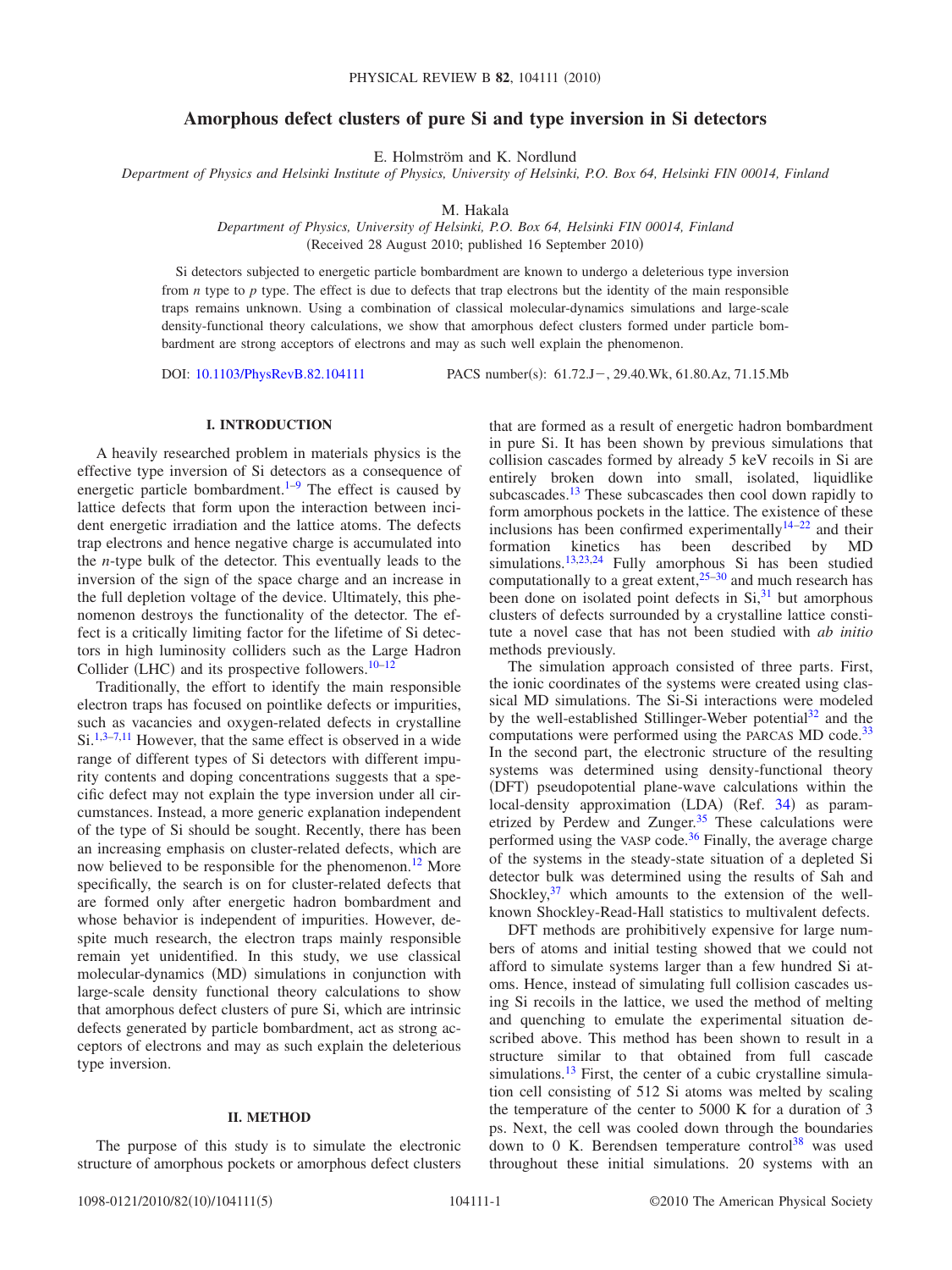# Amorphous defect clusters of pure Si and type inversion in Si detectors

E. Holmström and K. Nordlund

*Department of Physics and Helsinki Institute of Physics, University of Helsinki, P.O. Box 64, Helsinki FIN 00014, Finland*

M. Hakala

*Department of Physics, University of Helsinki, P.O. Box 64, Helsinki FIN 00014, Finland*

(Received 28 August 2010; published 16 September 2010)

Si detectors subjected to energetic particle bombardment are known to undergo a deleterious type inversion from *n* type to *p* type. The effect is due to defects that trap electrons but the identity of the main responsible traps remains unknown. Using a combination of classical molecular-dynamics simulations and large-scale density-functional theory calculations, we show that amorphous defect clusters formed under particle bombardment are strong acceptors of electrons and may as such well explain the phenomenon.

DOI: 10.1103/PhysRevB.82.104111 PACS number(s): 61.72.J−, 29.40.Wk, 61.80.Az, 71.15.Mb

## I. INTRODUCTION

A heavily researched problem in materials physics is the effective type inversion of Si detectors as a consequence of energetic particle bombardment.[1–9] The effect is caused by lattice defects that form upon the interaction between incident energetic irradiation and the lattice atoms. The defects trap electrons and hence negative charge is accumulated into the *n*-type bulk of the detector. This eventually leads to the inversion of the sign of the space charge and an increase in the full depletion voltage of the device. Ultimately, this phenomenon destroys the functionality of the detector. The effect is a critically limiting factor for the lifetime of Si detectors in high luminosity colliders such as the Large Hadron Collider (LHC) and its prospective followers.[10–12]

Traditionally, the effort to identify the main responsible electron traps has focused on pointlike defects or impurities, such as vacancies and oxygen-related defects in crystalline Si.[1,3–7,11] However, that the same effect is observed in a wide range of different types of Si detectors with different impurity contents and doping concentrations suggests that a specific defect may not explain the type inversion under all circumstances. Instead, a more generic explanation independent of the type of Si should be sought. Recently, there has been an increasing emphasis on cluster-related defects, which are now believed to be responsible for the phenomenon.[12] More specifically, the search is on for cluster-related defects that are formed only after energetic hadron bombardment and whose behavior is independent of impurities. However, despite much research, the electron traps mainly responsible remain yet unidentified. In this study, we use classical molecular-dynamics (MD) simulations in conjunction with large-scale density functional theory calculations to show that amorphous defect clusters of pure Si, which are intrinsic defects generated by particle bombardment, act as strong acceptors of electrons and may as such explain the deleterious type inversion.

## II. METHOD

The purpose of this study is to simulate the electronic structure of amorphous pockets or amorphous defect clusters that are formed as a result of energetic hadron bombardment in pure Si. It has been shown by previous simulations that collision cascades formed by already 5 keV recoils in Si are entirely broken down into small, isolated, liquidlike subcascades.[13] These subcascades then cool down rapidly to form amorphous pockets in the lattice. The existence of these inclusions has been confirmed experimentally[14–22] and their formation kinetics has been described by MD simulations.[13,23,24] Fully amorphous Si has been studied computationally to a great extent,[25–30] and much research has been done on isolated point defects in Si,[31] but amorphous clusters of defects surrounded by a crystalline lattice constitute a novel case that has not been studied with *ab initio* methods previously.

The simulation approach consisted of three parts. First, the ionic coordinates of the systems were created using classical MD simulations. The Si-Si interactions were modeled by the well-established Stillinger-Weber potential[32] and the computations were performed using the PARCAS MD code.[33] In the second part, the electronic structure of the resulting systems was determined using density-functional theory (DFT) pseudopotential plane-wave calculations within the local-density approximation (LDA) (Ref. 34) as parametrized by Perdew and Zunger.[35] These calculations were performed using the VASP code.[36] Finally, the average charge of the systems in the steady-state situation of a depleted Si detector bulk was determined using the results of Sah and Shockley,[37] which amounts to the extension of the well-known Shockley-Read-Hall statistics to multivalent defects.

DFT methods are prohibitively expensive for large numbers of atoms and initial testing showed that we could not afford to simulate systems larger than a few hundred Si atoms. Hence, instead of simulating full collision cascades using Si recoils in the lattice, we used the method of melting and quenching to emulate the experimental situation described above. This method has been shown to result in a structure similar to that obtained from full cascade simulations.[13] First, the center of a cubic crystalline simulation cell consisting of 512 Si atoms was melted by scaling the temperature of the center to 5000 K for a duration of 3 ps. Next, the cell was cooled down through the boundaries down to 0 K. Berendsen temperature control[38] was used throughout these initial simulations. 20 systems with an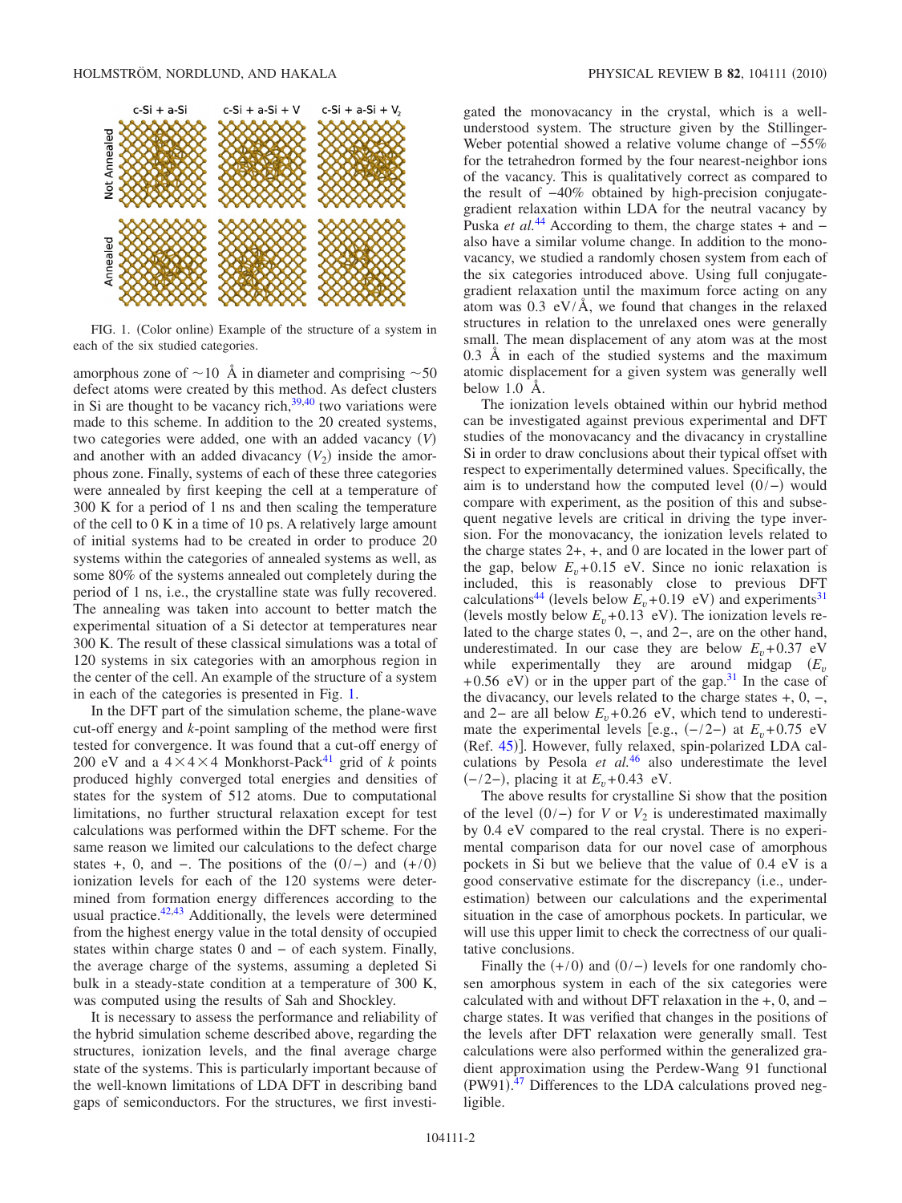FIG. 1. (Color online) Example of the structure of a system in each of the six studied categories.

amorphous zone of ~10 Å in diameter and comprising ~50 defect atoms were created by this method. As defect clusters in Si are thought to be vacancy rich,[39,40] two variations were made to this scheme. In addition to the 20 created systems, two categories were added, one with an added vacancy ($V$) and another with an added divacancy ($V_2$) inside the amorphous zone. Finally, systems of each of these three categories were annealed by first keeping the cell at a temperature of 300 K for a period of 1 ns and then scaling the temperature of the cell to 0 K in a time of 10 ps. A relatively large amount of initial systems had to be created in order to produce 20 systems within the categories of annealed systems as well, as some 80% of the systems annealed out completely during the period of 1 ns, i.e., the crystalline state was fully recovered. The annealing was taken into account to better match the experimental situation of a Si detector at temperatures near 300 K. The result of these classical simulations was a total of 120 systems in six categories with an amorphous region in the center of the cell. An example of the structure of a system in each of the categories is presented in Fig. 1.

In the DFT part of the simulation scheme, the plane-wave cut-off energy and $k$-point sampling of the method were first tested for convergence. It was found that a cut-off energy of 200 eV and a $4\times4\times4$ Monkhorst-Pack[41] grid of $k$ points produced highly converged total energies and densities of states for the system of 512 atoms. Due to computational limitations, no further structural relaxation except for test calculations was performed within the DFT scheme. For the same reason we limited our calculations to the defect charge states +, 0, and −. The positions of the $(0/-)$ and $(+/0)$ ionization levels for each of the 120 systems were determined from formation energy differences according to the usual practice.[42,43] Additionally, the levels were determined from the highest energy value in the total density of occupied states within charge states 0 and − of each system. Finally, the average charge of the systems, assuming a depleted Si bulk in a steady-state condition at a temperature of 300 K, was computed using the results of Sah and Shockley.

It is necessary to assess the performance and reliability of the hybrid simulation scheme described above, regarding the structures, ionization levels, and the final average charge state of the systems. This is particularly important because of the well-known limitations of LDA DFT in describing band gaps of semiconductors. For the structures, we first investigated the monovacancy in the crystal, which is a well-understood system. The structure given by the Stillinger-Weber potential showed a relative volume change of −55% for the tetrahedron formed by the four nearest-neighbor ions of the vacancy. This is qualitatively correct as compared to the result of −40% obtained by high-precision conjugate-gradient relaxation within LDA for the neutral vacancy by Puska *et al.*[44] According to them, the charge states + and − also have a similar volume change. In addition to the monovacancy, we studied a randomly chosen system from each of the six categories introduced above. Using full conjugate-gradient relaxation until the maximum force acting on any atom was 0.3 eV/Å, we found that changes in the relaxed structures in relation to the unrelaxed ones were generally small. The mean displacement of any atom was at the most 0.3 Å in each of the studied systems and the maximum atomic displacement for a given system was generally well below 1.0 Å.

The ionization levels obtained within our hybrid method can be investigated against previous experimental and DFT studies of the monovacancy and the divacancy in crystalline Si in order to draw conclusions about their typical offset with respect to experimentally determined values. Specifically, the aim is to understand how the computed level $(0/-)$ would compare with experiment, as the position of this and subsequent negative levels are critical in driving the type inversion. For the monovacancy, the ionization levels related to the charge states 2+, +, and 0 are located in the lower part of the gap, below $E_v+0.15$ eV. Since no ionic relaxation is included, this is reasonably close to previous DFT calculations[44] (levels below $E_v+0.19$ eV) and experiments[31] (levels mostly below $E_v+0.13$ eV). The ionization levels related to the charge states 0, −, and 2−, are on the other hand, underestimated. In our case they are below $E_v+0.37$ eV while experimentally they are around midgap ($E_v+0.56$ eV) or in the upper part of the gap.[31] In the case of the divacancy, our levels related to the charge states +, 0, −, and 2− are all below $E_v+0.26$ eV, which tend to underestimate the experimental levels [e.g., $(-/2-)$ at $E_v+0.75$ eV (Ref. 45)]. However, fully relaxed, spin-polarized LDA calculations by Pesola *et al.*[46] also underestimate the level $(-/2-)$, placing it at $E_v+0.43$ eV.

The above results for crystalline Si show that the position of the level $(0/-)$ for $V$ or $V_2$ is underestimated maximally by 0.4 eV compared to the real crystal. There is no experimental comparison data for our novel case of amorphous pockets in Si but we believe that the value of 0.4 eV is a good conservative estimate for the discrepancy (i.e., underestimation) between our calculations and the experimental situation in the case of amorphous pockets. In particular, we will use this upper limit to check the correctness of our qualitative conclusions.

Finally the $(+/0)$ and $(0/-)$ levels for one randomly chosen amorphous system in each of the six categories were calculated with and without DFT relaxation in the +, 0, and − charge states. It was verified that changes in the positions of the levels after DFT relaxation were generally small. Test calculations were also performed within the generalized gradient approximation using the Perdew-Wang 91 functional (PW91).[47] Differences to the LDA calculations proved negligible.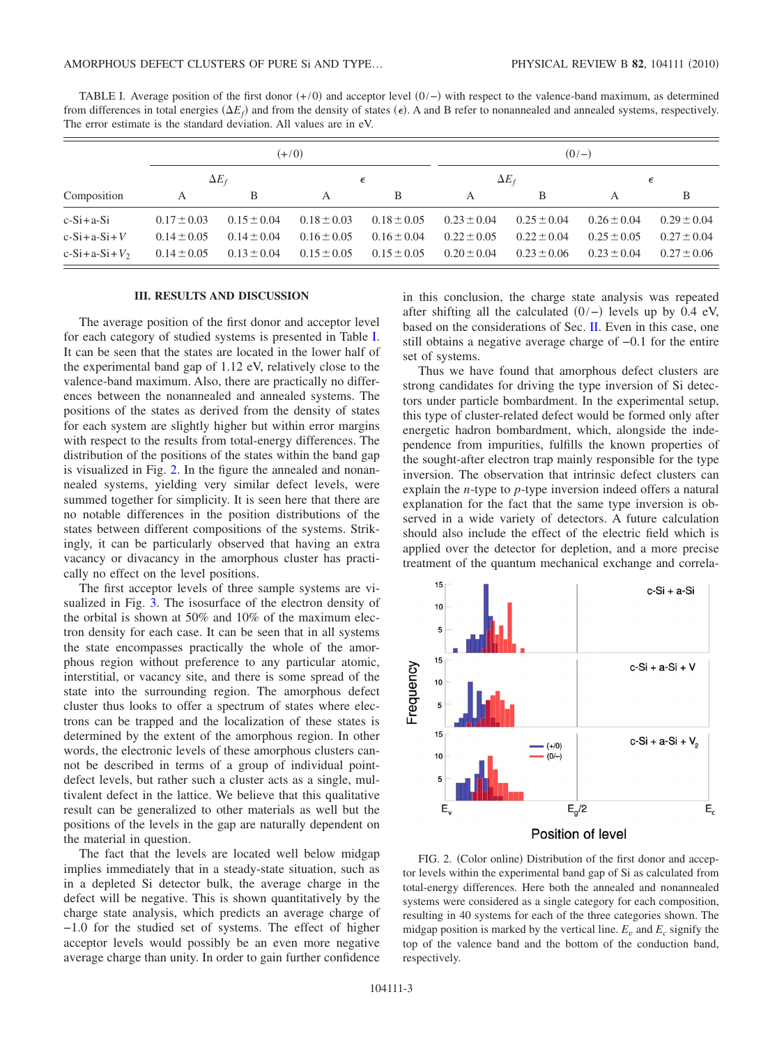TABLE I. Average position of the first donor (+/0) and acceptor level (0/−) with respect to the valence-band maximum, as determined from differences in total energies ($\Delta E_f$) and from the density of states ($\epsilon$). A and B refer to nonannealed and annealed systems, respectively. The error estimate is the standard deviation. All values are in eV.

| | (+/0) | | | | (0/−) | | | |
|---|---|---|---|---|---|---|---|---|
| | $\Delta E_f$ | | $\epsilon$ | | $\Delta E_f$ | | $\epsilon$ | |
| Composition | A | B | A | B | A | B | A | B |
| c-Si+a-Si | 0.17±0.03 | 0.15±0.04 | 0.18±0.03 | 0.18±0.05 | 0.23±0.04 | 0.25±0.04 | 0.26±0.04 | 0.29±0.04 |
| c-Si+a-Si+$V$ | 0.14±0.05 | 0.14±0.04 | 0.16±0.05 | 0.16±0.04 | 0.22±0.05 | 0.22±0.04 | 0.25±0.05 | 0.27±0.04 |
| c-Si+a-Si+$V_2$ | 0.14±0.05 | 0.13±0.04 | 0.15±0.05 | 0.15±0.05 | 0.20±0.04 | 0.23±0.06 | 0.23±0.04 | 0.27±0.06 |

## III. RESULTS AND DISCUSSION

The average position of the first donor and acceptor level for each category of studied systems is presented in Table I. It can be seen that the states are located in the lower half of the experimental band gap of 1.12 eV, relatively close to the valence-band maximum. Also, there are practically no differences between the nonannealed and annealed systems. The positions of the states as derived from the density of states for each system are slightly higher but within error margins with respect to the results from total-energy differences. The distribution of the positions of the states within the band gap is visualized in Fig. 2. In the figure the annealed and nonannealed systems, yielding very similar defect levels, were summed together for simplicity. It is seen here that there are no notable differences in the position distributions of the states between different compositions of the systems. Strikingly, it can be particularly observed that having an extra vacancy or divacancy in the amorphous cluster has practically no effect on the level positions.

The first acceptor levels of three sample systems are visualized in Fig. 3. The isosurface of the electron density of the orbital is shown at 50% and 10% of the maximum electron density for each case. It can be seen that in all systems the state encompasses practically the whole of the amorphous region without preference to any particular atomic, interstitial, or vacancy site, and there is some spread of the state into the surrounding region. The amorphous defect cluster thus looks to offer a spectrum of states where electrons can be trapped and the localization of these states is determined by the extent of the amorphous region. In other words, the electronic levels of these amorphous clusters cannot be described in terms of a group of individual point-defect levels, but rather such a cluster acts as a single, multivalent defect in the lattice. We believe that this qualitative result can be generalized to other materials as well but the positions of the levels in the gap are naturally dependent on the material in question.

The fact that the levels are located well below midgap implies immediately that in a steady-state situation, such as in a depleted Si detector bulk, the average charge in the defect will be negative. This is shown quantitatively by the charge state analysis, which predicts an average charge of −1.0 for the studied set of systems. The effect of higher acceptor levels would possibly be an even more negative average charge than unity. In order to gain further confidence in this conclusion, the charge state analysis was repeated after shifting all the calculated (0/−) levels up by 0.4 eV, based on the considerations of Sec. II. Even in this case, one still obtains a negative average charge of −0.1 for the entire set of systems.

Thus we have found that amorphous defect clusters are strong candidates for driving the type inversion of Si detectors under particle bombardment. In the experimental setup, this type of cluster-related defect would be formed only after energetic hadron bombardment, which, alongside the independence from impurities, fulfills the known properties of the sought-after electron trap mainly responsible for the type inversion. The observation that intrinsic defect clusters can explain the $n$-type to $p$-type inversion indeed offers a natural explanation for the fact that the same type inversion is observed in a wide variety of detectors. A future calculation should also include the effect of the electric field which is applied over the detector for depletion, and a more precise treatment of the quantum mechanical exchange and correla-

Frequency
15
10
5
c-Si + a-Si
15
10
5
c-Si + a-Si + V
15
10
5
(+/0)
(0/–)
c-Si + a-Si + V₂
$E_v$
$E_g/2$
$E_c$
Position of level

FIG. 2. (Color online) Distribution of the first donor and acceptor levels within the experimental band gap of Si as calculated from total-energy differences. Here both the annealed and nonannealed systems were considered as a single category for each composition, resulting in 40 systems for each of the three categories shown. The midgap position is marked by the vertical line. $E_v$ and $E_c$ signify the top of the valence band and the bottom of the conduction band, respectively.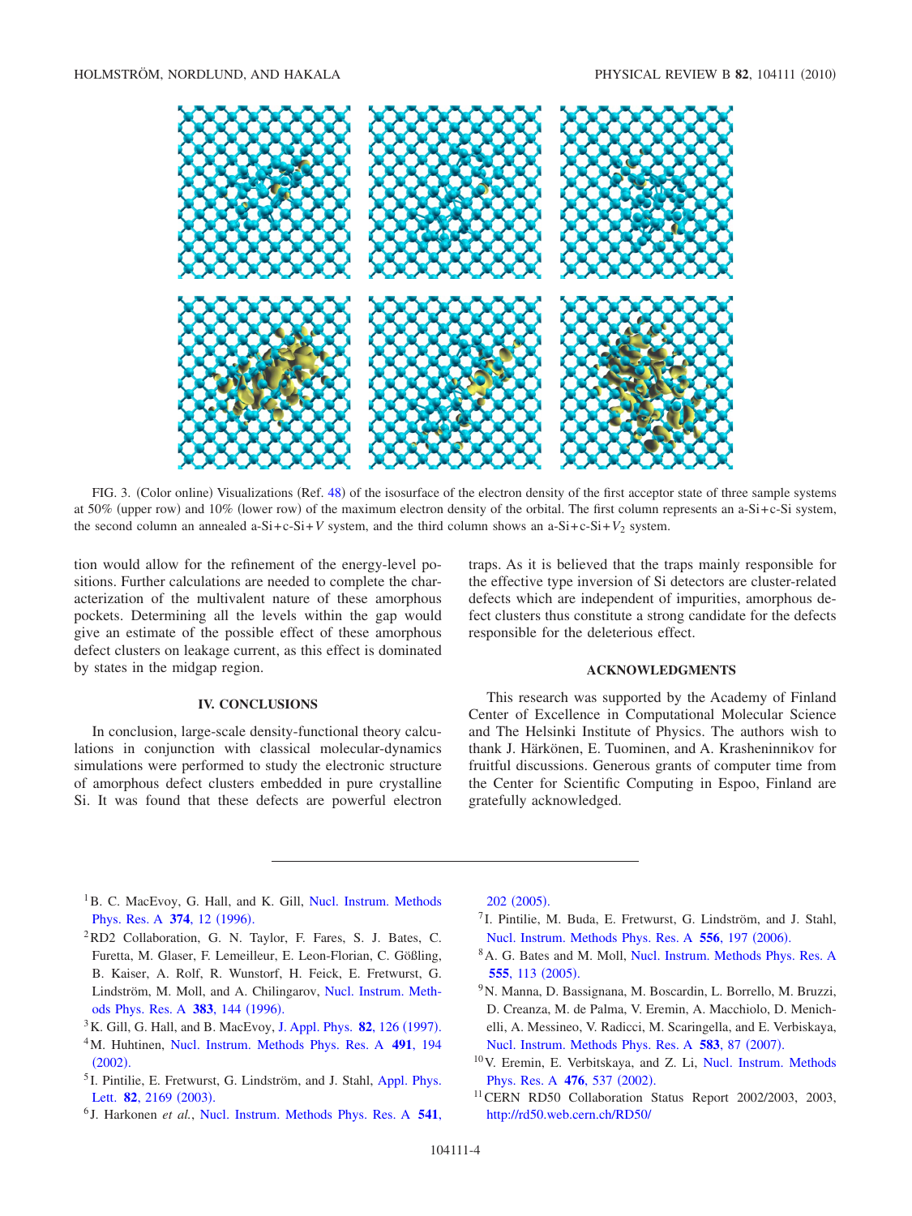FIG. 3. (Color online) Visualizations (Ref. 48) of the isosurface of the electron density of the first acceptor state of three sample systems at 50% (upper row) and 10% (lower row) of the maximum electron density of the orbital. The first column represents an a-Si+c-Si system, the second column an annealed a-Si+c-Si+$V$ system, and the third column shows an a-Si+c-Si+$V_2$ system.

tion would allow for the refinement of the energy-level positions. Further calculations are needed to complete the characterization of the multivalent nature of these amorphous pockets. Determining all the levels within the gap would give an estimate of the possible effect of these amorphous defect clusters on leakage current, as this effect is dominated by states in the midgap region.

## IV. CONCLUSIONS

In conclusion, large-scale density-functional theory calculations in conjunction with classical molecular-dynamics simulations were performed to study the electronic structure of amorphous defect clusters embedded in pure crystalline Si. It was found that these defects are powerful electron traps. As it is believed that the traps mainly responsible for the effective type inversion of Si detectors are cluster-related defects which are independent of impurities, amorphous defect clusters thus constitute a strong candidate for the defects responsible for the deleterious effect.

## ACKNOWLEDGMENTS

This research was supported by the Academy of Finland Center of Excellence in Computational Molecular Science and The Helsinki Institute of Physics. The authors wish to thank J. Härkönen, E. Tuominen, and A. Krasheninnikov for fruitful discussions. Generous grants of computer time from the Center for Scientific Computing in Espoo, Finland are gratefully acknowledged.

---

[1] B. C. MacEvoy, G. Hall, and K. Gill, Nucl. Instrum. Methods Phys. Res. A **374**, 12 (1996).

[2] RD2 Collaboration, G. N. Taylor, F. Fares, S. J. Bates, C. Furetta, M. Glaser, F. Lemeilleur, E. Leon-Florian, C. Gößling, B. Kaiser, A. Rolf, R. Wunstorf, H. Feick, E. Fretwurst, G. Lindström, M. Moll, and A. Chilingarov, Nucl. Instrum. Methods Phys. Res. A **383**, 144 (1996).

[3] K. Gill, G. Hall, and B. MacEvoy, J. Appl. Phys. **82**, 126 (1997).

[4] M. Huhtinen, Nucl. Instrum. Methods Phys. Res. A **491**, 194 (2002).

[5] I. Pintilie, E. Fretwurst, G. Lindström, and J. Stahl, Appl. Phys. Lett. **82**, 2169 (2003).

[6] J. Harkonen *et al.*, Nucl. Instrum. Methods Phys. Res. A **541**, 202 (2005).

[7] I. Pintilie, M. Buda, E. Fretwurst, G. Lindström, and J. Stahl, Nucl. Instrum. Methods Phys. Res. A **556**, 197 (2006).

[8] A. G. Bates and M. Moll, Nucl. Instrum. Methods Phys. Res. A **555**, 113 (2005).

[9] N. Manna, D. Bassignana, M. Boscardin, L. Borrello, M. Bruzzi, D. Creanza, M. de Palma, V. Eremin, A. Macchiolo, D. Menichelli, A. Messineo, V. Radicci, M. Scaringella, and E. Verbiskaya, Nucl. Instrum. Methods Phys. Res. A **583**, 87 (2007).

[10] V. Eremin, E. Verbitskaya, and Z. Li, Nucl. Instrum. Methods Phys. Res. A **476**, 537 (2002).

[11] CERN RD50 Collaboration Status Report 2002/2003, 2003, http://rd50.web.cern.ch/RD50/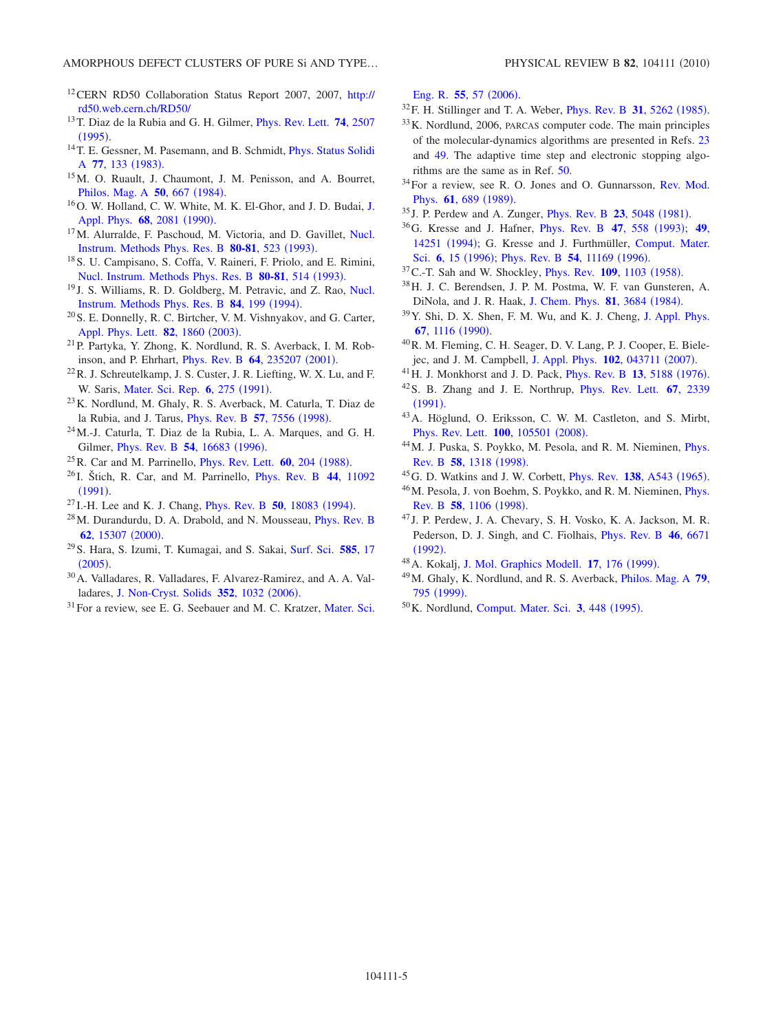[12] CERN RD50 Collaboration Status Report 2007, 2007, http://rd50.web.cern.ch/RD50/

[13] T. Diaz de la Rubia and G. H. Gilmer, Phys. Rev. Lett. **74**, 2507 (1995).

[14] T. E. Gessner, M. Pasemann, and B. Schmidt, Phys. Status Solidi A **77**, 133 (1983).

[15] M. O. Ruault, J. Chaumont, J. M. Penisson, and A. Bourret, Philos. Mag. A **50**, 667 (1984).

[16] O. W. Holland, C. W. White, M. K. El-Ghor, and J. D. Budai, J. Appl. Phys. **68**, 2081 (1990).

[17] M. Alurralde, F. Paschoud, M. Victoria, and D. Gavillet, Nucl. Instrum. Methods Phys. Res. B **80-81**, 523 (1993).

[18] S. U. Campisano, S. Coffa, V. Raineri, F. Priolo, and E. Rimini, Nucl. Instrum. Methods Phys. Res. B **80-81**, 514 (1993).

[19] J. S. Williams, R. D. Goldberg, M. Petravic, and Z. Rao, Nucl. Instrum. Methods Phys. Res. B **84**, 199 (1994).

[20] S. E. Donnelly, R. C. Birtcher, V. M. Vishnyakov, and G. Carter, Appl. Phys. Lett. **82**, 1860 (2003).

[21] P. Partyka, Y. Zhong, K. Nordlund, R. S. Averback, I. M. Robinson, and P. Ehrhart, Phys. Rev. B **64**, 235207 (2001).

[22] R. J. Schreutelkamp, J. S. Custer, J. R. Liefting, W. X. Lu, and F. W. Saris, Mater. Sci. Rep. **6**, 275 (1991).

[23] K. Nordlund, M. Ghaly, R. S. Averback, M. Caturla, T. Diaz de la Rubia, and J. Tarus, Phys. Rev. B **57**, 7556 (1998).

[24] M.-J. Caturla, T. Diaz de la Rubia, L. A. Marques, and G. H. Gilmer, Phys. Rev. B **54**, 16683 (1996).

[25] R. Car and M. Parrinello, Phys. Rev. Lett. **60**, 204 (1988).

[26] I. Štich, R. Car, and M. Parrinello, Phys. Rev. B **44**, 11092 (1991).

[27] I.-H. Lee and K. J. Chang, Phys. Rev. B **50**, 18083 (1994).

[28] M. Durandurdu, D. A. Drabold, and N. Mousseau, Phys. Rev. B **62**, 15307 (2000).

[29] S. Hara, S. Izumi, T. Kumagai, and S. Sakai, Surf. Sci. **585**, 17 (2005).

[30] A. Valladares, R. Valladares, F. Alvarez-Ramirez, and A. A. Valladares, J. Non-Cryst. Solids **352**, 1032 (2006).

[31] For a review, see E. G. Seebauer and M. C. Kratzer, Mater. Sci. Eng. R. **55**, 57 (2006).

[32] F. H. Stillinger and T. A. Weber, Phys. Rev. B **31**, 5262 (1985).

[33] K. Nordlund, 2006, PARCAS computer code. The main principles of the molecular-dynamics algorithms are presented in Refs. 23 and 49. The adaptive time step and electronic stopping algorithms are the same as in Ref. 50.

[34] For a review, see R. O. Jones and O. Gunnarsson, Rev. Mod. Phys. **61**, 689 (1989).

[35] J. P. Perdew and A. Zunger, Phys. Rev. B **23**, 5048 (1981).

[36] G. Kresse and J. Hafner, Phys. Rev. B **47**, 558 (1993); **49**, 14251 (1994); G. Kresse and J. Furthmüller, Comput. Mater. Sci. **6**, 15 (1996); Phys. Rev. B **54**, 11169 (1996).

[37] C.-T. Sah and W. Shockley, Phys. Rev. **109**, 1103 (1958).

[38] H. J. C. Berendsen, J. P. M. Postma, W. F. van Gunsteren, A. DiNola, and J. R. Haak, J. Chem. Phys. **81**, 3684 (1984).

[39] Y. Shi, D. X. Shen, F. M. Wu, and K. J. Cheng, J. Appl. Phys. **67**, 1116 (1990).

[40] R. M. Fleming, C. H. Seager, D. V. Lang, P. J. Cooper, E. Bielejec, and J. M. Campbell, J. Appl. Phys. **102**, 043711 (2007).

[41] H. J. Monkhorst and J. D. Pack, Phys. Rev. B **13**, 5188 (1976).

[42] S. B. Zhang and J. E. Northrup, Phys. Rev. Lett. **67**, 2339 (1991).

[43] A. Höglund, O. Eriksson, C. W. M. Castleton, and S. Mirbt, Phys. Rev. Lett. **100**, 105501 (2008).

[44] M. J. Puska, S. Poykko, M. Pesola, and R. M. Nieminen, Phys. Rev. B **58**, 1318 (1998).

[45] G. D. Watkins and J. W. Corbett, Phys. Rev. **138**, A543 (1965).

[46] M. Pesola, J. von Boehm, S. Poykko, and R. M. Nieminen, Phys. Rev. B **58**, 1106 (1998).

[47] J. P. Perdew, J. A. Chevary, S. H. Vosko, K. A. Jackson, M. R. Pederson, D. J. Singh, and C. Fiolhais, Phys. Rev. B **46**, 6671 (1992).

[48] A. Kokalj, J. Mol. Graphics Modell. **17**, 176 (1999).

[49] M. Ghaly, K. Nordlund, and R. S. Averback, Philos. Mag. A **79**, 795 (1999).

[50] K. Nordlund, Comput. Mater. Sci. **3**, 448 (1995).